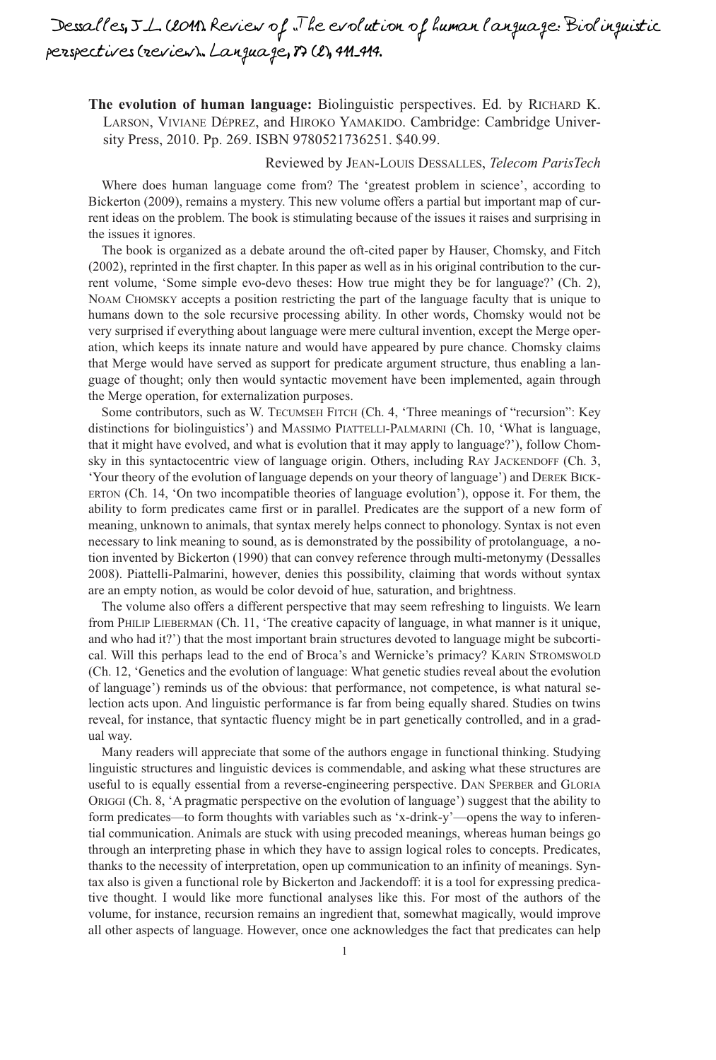Dessalles, J.-L. (2011). Review of "The evolution of human language: Biolinguistic perspectives (review)". Language, 87 (2), 411-414.

**The evolution of human language:** Biolinguistic perspectives. Ed. by RICHARD K. LARSON, VIVIANE DÉPREZ, and HIROKO YAMAKIDO. Cambridge: Cambridge University Press, 2010. Pp. 269. ISBN 9780521736251. $40.99.

Reviewed by JEAN-LOUIS DESSALLES, *Telecom ParisTech*

Where does human language come from? The 'greatest problem in science', according to Bickerton (2009), remains a mystery. This new volume offers a partial but important map of current ideas on the problem. The book is stimulating because of the issues it raises and surprising in the issues it ignores.

The book is organized as a debate around the oft-cited paper by Hauser, Chomsky, and Fitch (2002), reprinted in the first chapter. In this paper as well as in his original contribution to the current volume, 'Some simple evo-devo theses: How true might they be for language?' (Ch. 2), NOAM CHOMSKY accepts a position restricting the part of the language faculty that is unique to humans down to the sole recursive processing ability. In other words, Chomsky would not be very surprised if everything about language were mere cultural invention, except the Merge operation, which keeps its innate nature and would have appeared by pure chance. Chomsky claims that Merge would have served as support for predicate argument structure, thus enabling a language of thought; only then would syntactic movement have been implemented, again through the Merge operation, for externalization purposes.

Some contributors, such as W. TECUMSEH FITCH (Ch. 4, 'Three meanings of "recursion": Key distinctions for biolinguistics') and MASSIMO PIATTELLI-PALMARINI (Ch. 10, 'What is language, that it might have evolved, and what is evolution that it may apply to language?'), follow Chomsky in this syntactocentric view of language origin. Others, including RAY JACKENDOFF (Ch. 3, 'Your theory of the evolution of language depends on your theory of language') and DEREK BICKERTON (Ch. 14, 'On two incompatible theories of language evolution'), oppose it. For them, the ability to form predicates came first or in parallel. Predicates are the support of a new form of meaning, unknown to animals, that syntax merely helps connect to phonology. Syntax is not even necessary to link meaning to sound, as is demonstrated by the possibility of protolanguage, a notion invented by Bickerton (1990) that can convey reference through multi-metonymy (Dessalles 2008). Piattelli-Palmarini, however, denies this possibility, claiming that words without syntax are an empty notion, as would be color devoid of hue, saturation, and brightness.

The volume also offers a different perspective that may seem refreshing to linguists. We learn from PHILIP LIEBERMAN (Ch. 11, 'The creative capacity of language, in what manner is it unique, and who had it?') that the most important brain structures devoted to language might be subcortical. Will this perhaps lead to the end of Broca's and Wernicke's primacy? KARIN STROMSWOLD (Ch. 12, 'Genetics and the evolution of language: What genetic studies reveal about the evolution of language') reminds us of the obvious: that performance, not competence, is what natural selection acts upon. And linguistic performance is far from being equally shared. Studies on twins reveal, for instance, that syntactic fluency might be in part genetically controlled, and in a gradual way.

Many readers will appreciate that some of the authors engage in functional thinking. Studying linguistic structures and linguistic devices is commendable, and asking what these structures are useful to is equally essential from a reverse-engineering perspective. DAN SPERBER and GLORIA ORIGGI (Ch. 8, 'A pragmatic perspective on the evolution of language') suggest that the ability to form predicates—to form thoughts with variables such as 'x-drink-y'—opens the way to inferential communication. Animals are stuck with using precoded meanings, whereas human beings go through an interpreting phase in which they have to assign logical roles to concepts. Predicates, thanks to the necessity of interpretation, open up communication to an infinity of meanings. Syntax also is given a functional role by Bickerton and Jackendoff: it is a tool for expressing predicative thought. I would like more functional analyses like this. For most of the authors of the volume, for instance, recursion remains an ingredient that, somewhat magically, would improve all other aspects of language. However, once one acknowledges the fact that predicates can help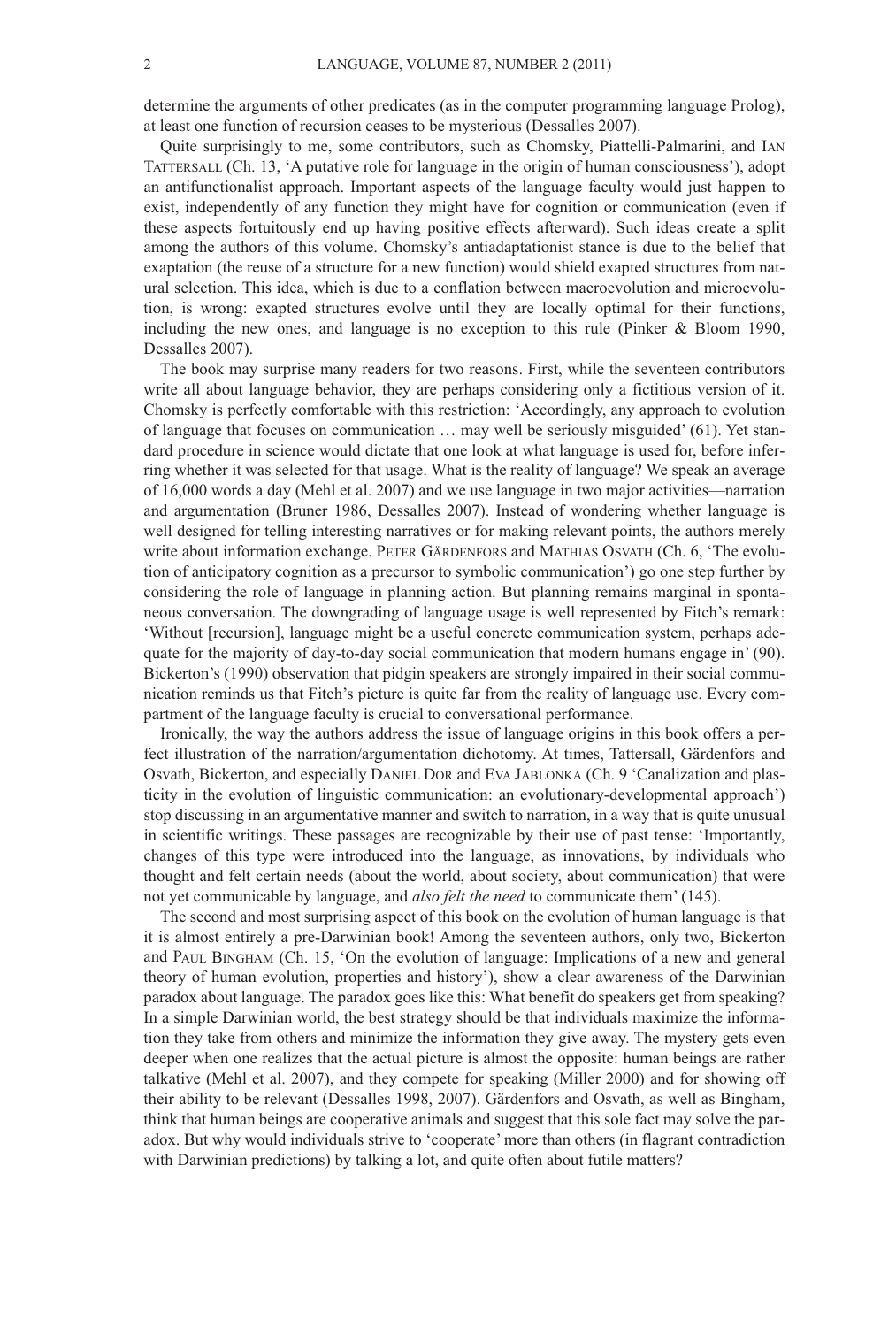determine the arguments of other predicates (as in the computer programming language Prolog), at least one function of recursion ceases to be mysterious (Dessalles 2007).

Quite surprisingly to me, some contributors, such as Chomsky, Piattelli-Palmarini, and Ian Tattersall (Ch. 13, 'A putative role for language in the origin of human consciousness'), adopt an antifunctionalist approach. Important aspects of the language faculty would just happen to exist, independently of any function they might have for cognition or communication (even if these aspects fortuitously end up having positive effects afterward). Such ideas create a split among the authors of this volume. Chomsky's antiadaptationist stance is due to the belief that exaptation (the reuse of a structure for a new function) would shield exapted structures from natural selection. This idea, which is due to a conflation between macroevolution and microevolution, is wrong: exapted structures evolve until they are locally optimal for their functions, including the new ones, and language is no exception to this rule (Pinker & Bloom 1990, Dessalles 2007).

The book may surprise many readers for two reasons. First, while the seventeen contributors write all about language behavior, they are perhaps considering only a fictitious version of it. Chomsky is perfectly comfortable with this restriction: 'Accordingly, any approach to evolution of language that focuses on communication … may well be seriously misguided' (61). Yet standard procedure in science would dictate that one look at what language is used for, before inferring whether it was selected for that usage. What is the reality of language? We speak an average of 16,000 words a day (Mehl et al. 2007) and we use language in two major activities—narration and argumentation (Bruner 1986, Dessalles 2007). Instead of wondering whether language is well designed for telling interesting narratives or for making relevant points, the authors merely write about information exchange. Peter Gärdenfors and Mathias Osvath (Ch. 6, 'The evolution of anticipatory cognition as a precursor to symbolic communication') go one step further by considering the role of language in planning action. But planning remains marginal in spontaneous conversation. The downgrading of language usage is well represented by Fitch's remark: 'Without [recursion], language might be a useful concrete communication system, perhaps adequate for the majority of day-to-day social communication that modern humans engage in' (90). Bickerton's (1990) observation that pidgin speakers are strongly impaired in their social communication reminds us that Fitch's picture is quite far from the reality of language use. Every compartment of the language faculty is crucial to conversational performance.

Ironically, the way the authors address the issue of language origins in this book offers a perfect illustration of the narration/argumentation dichotomy. At times, Tattersall, Gärdenfors and Osvath, Bickerton, and especially Daniel Dor and Eva Jablonka (Ch. 9 'Canalization and plasticity in the evolution of linguistic communication: an evolutionary-developmental approach') stop discussing in an argumentative manner and switch to narration, in a way that is quite unusual in scientific writings. These passages are recognizable by their use of past tense: 'Importantly, changes of this type were introduced into the language, as innovations, by individuals who thought and felt certain needs (about the world, about society, about communication) that were not yet communicable by language, and *also felt the need* to communicate them' (145).

The second and most surprising aspect of this book on the evolution of human language is that it is almost entirely a pre-Darwinian book! Among the seventeen authors, only two, Bickerton and Paul Bingham (Ch. 15, 'On the evolution of language: Implications of a new and general theory of human evolution, properties and history'), show a clear awareness of the Darwinian paradox about language. The paradox goes like this: What benefit do speakers get from speaking? In a simple Darwinian world, the best strategy should be that individuals maximize the information they take from others and minimize the information they give away. The mystery gets even deeper when one realizes that the actual picture is almost the opposite: human beings are rather talkative (Mehl et al. 2007), and they compete for speaking (Miller 2000) and for showing off their ability to be relevant (Dessalles 1998, 2007). Gärdenfors and Osvath, as well as Bingham, think that human beings are cooperative animals and suggest that this sole fact may solve the paradox. But why would individuals strive to 'cooperate' more than others (in flagrant contradiction with Darwinian predictions) by talking a lot, and quite often about futile matters?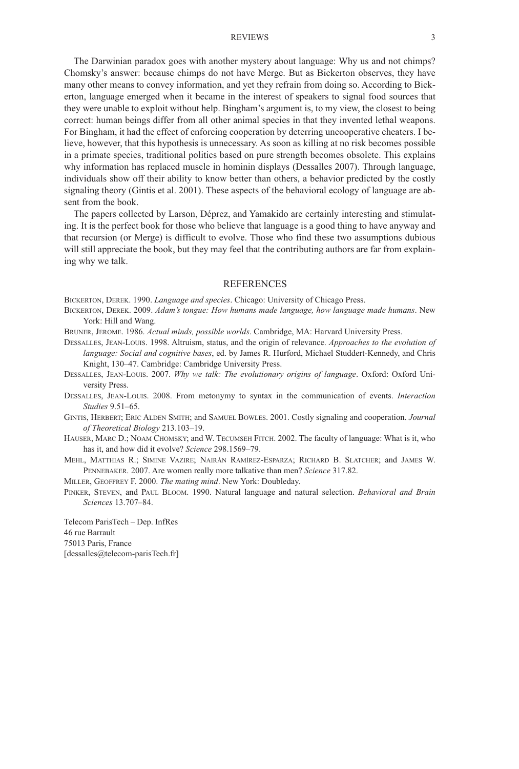The Darwinian paradox goes with another mystery about language: Why us and not chimps? Chomsky's answer: because chimps do not have Merge. But as Bickerton observes, they have many other means to convey information, and yet they refrain from doing so. According to Bickerton, language emerged when it became in the interest of speakers to signal food sources that they were unable to exploit without help. Bingham's argument is, to my view, the closest to being correct: human beings differ from all other animal species in that they invented lethal weapons. For Bingham, it had the effect of enforcing cooperation by deterring uncooperative cheaters. I believe, however, that this hypothesis is unnecessary. As soon as killing at no risk becomes possible in a primate species, traditional politics based on pure strength becomes obsolete. This explains why information has replaced muscle in hominin displays (Dessalles 2007). Through language, individuals show off their ability to know better than others, a behavior predicted by the costly signaling theory (Gintis et al. 2001). These aspects of the behavioral ecology of language are absent from the book.

The papers collected by Larson, Déprez, and Yamakido are certainly interesting and stimulating. It is the perfect book for those who believe that language is a good thing to have anyway and that recursion (or Merge) is difficult to evolve. Those who find these two assumptions dubious will still appreciate the book, but they may feel that the contributing authors are far from explaining why we talk.

## REFERENCES

Bickerton, Derek. 1990. *Language and species*. Chicago: University of Chicago Press.

Bickerton, Derek. 2009. *Adam's tongue: How humans made language, how language made humans*. New York: Hill and Wang.

Bruner, Jerome. 1986. *Actual minds, possible worlds*. Cambridge, MA: Harvard University Press.

Dessalles, Jean-Louis. 1998. Altruism, status, and the origin of relevance. *Approaches to the evolution of language: Social and cognitive bases*, ed. by James R. Hurford, Michael Studdert-Kennedy, and Chris Knight, 130–47. Cambridge: Cambridge University Press.

Dessalles, Jean-Louis. 2007. *Why we talk: The evolutionary origins of language*. Oxford: Oxford University Press.

Dessalles, Jean-Louis. 2008. From metonymy to syntax in the communication of events. *Interaction Studies* 9.51–65.

Gintis, Herbert; Eric Alden Smith; and Samuel Bowles. 2001. Costly signaling and cooperation. *Journal of Theoretical Biology* 213.103–19.

Hauser, Marc D.; Noam Chomsky; and W. Tecumseh Fitch. 2002. The faculty of language: What is it, who has it, and how did it evolve? *Science* 298.1569–79.

Mehl, Matthias R.; Simine Vazire; Nairán Ramírez-Esparza; Richard B. Slatcher; and James W. Pennebaker. 2007. Are women really more talkative than men? *Science* 317.82.

Miller, Geoffrey F. 2000. *The mating mind*. New York: Doubleday.

Pinker, Steven, and Paul Bloom. 1990. Natural language and natural selection. *Behavioral and Brain Sciences* 13.707–84.

Telecom ParisTech – Dep. InfRes
46 rue Barrault
75013 Paris, France
[dessalles@telecom-parisTech.fr]